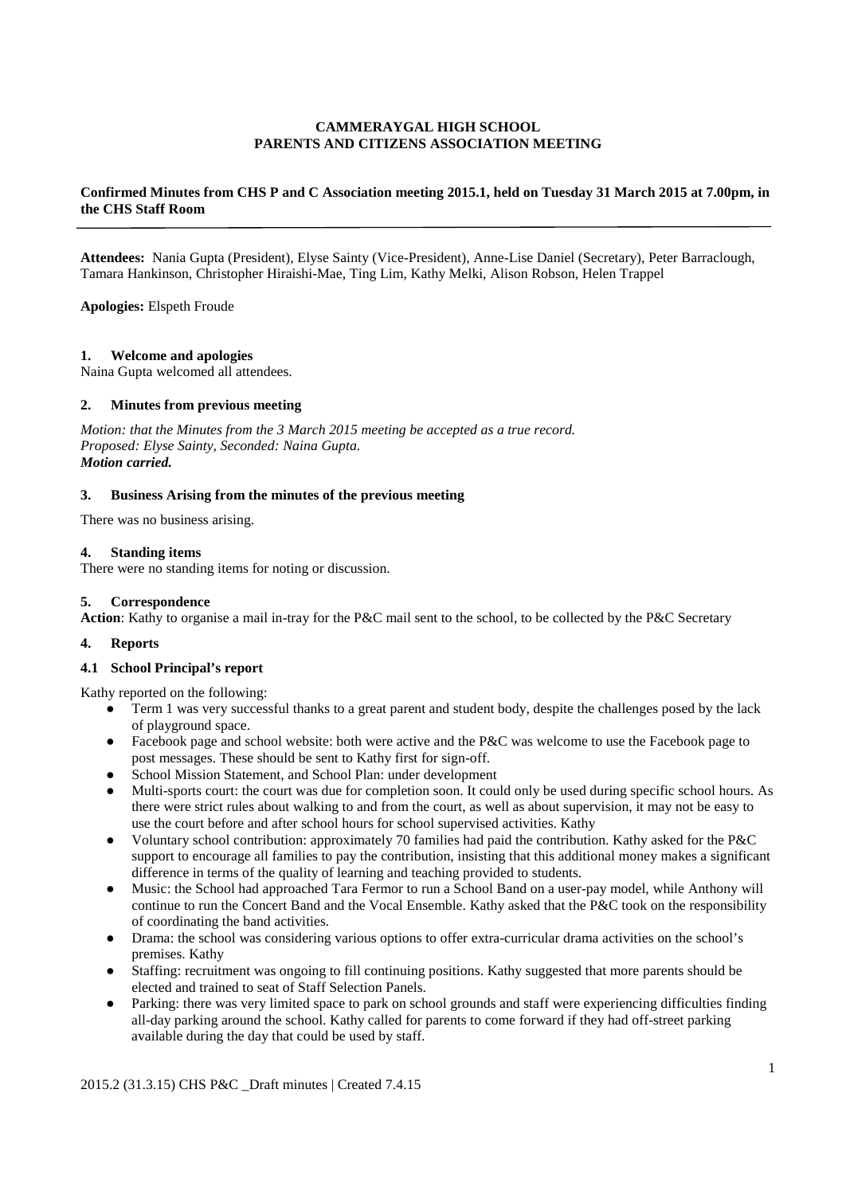**CAMMERAYGAL HIGH SCHOOL**
**PARENTS AND CITIZENS ASSOCIATION MEETING**

**Confirmed Minutes from CHS P and C Association meeting 2015.1, held on Tuesday 31 March 2015 at 7.00pm, in the CHS Staff Room**

---

**Attendees:** Nania Gupta (President), Elyse Sainty (Vice-President), Anne-Lise Daniel (Secretary), Peter Barraclough, Tamara Hankinson, Christopher Hiraishi-Mae, Ting Lim, Kathy Melki, Alison Robson, Helen Trappel

**Apologies:** Elspeth Froude

### 1. Welcome and apologies

Naina Gupta welcomed all attendees.

### 2. Minutes from previous meeting

*Motion: that the Minutes from the 3 March 2015 meeting be accepted as a true record.*
*Proposed: Elyse Sainty, Seconded: Naina Gupta.*
***Motion carried.***

### 3. Business Arising from the minutes of the previous meeting

There was no business arising.

### 4. Standing items

There were no standing items for noting or discussion.

### 5. Correspondence

**Action**: Kathy to organise a mail in-tray for the P&C mail sent to the school, to be collected by the P&C Secretary

### 4. Reports

#### 4.1 School Principal's report

Kathy reported on the following:

- Term 1 was very successful thanks to a great parent and student body, despite the challenges posed by the lack of playground space.
- Facebook page and school website: both were active and the P&C was welcome to use the Facebook page to post messages. These should be sent to Kathy first for sign-off.
- School Mission Statement, and School Plan: under development
- Multi-sports court: the court was due for completion soon. It could only be used during specific school hours. As there were strict rules about walking to and from the court, as well as about supervision, it may not be easy to use the court before and after school hours for school supervised activities. Kathy
- Voluntary school contribution: approximately 70 families had paid the contribution. Kathy asked for the P&C support to encourage all families to pay the contribution, insisting that this additional money makes a significant difference in terms of the quality of learning and teaching provided to students.
- Music: the School had approached Tara Fermor to run a School Band on a user-pay model, while Anthony will continue to run the Concert Band and the Vocal Ensemble. Kathy asked that the P&C took on the responsibility of coordinating the band activities.
- Drama: the school was considering various options to offer extra-curricular drama activities on the school's premises. Kathy
- Staffing: recruitment was ongoing to fill continuing positions. Kathy suggested that more parents should be elected and trained to seat of Staff Selection Panels.
- Parking: there was very limited space to park on school grounds and staff were experiencing difficulties finding all-day parking around the school. Kathy called for parents to come forward if they had off-street parking available during the day that could be used by staff.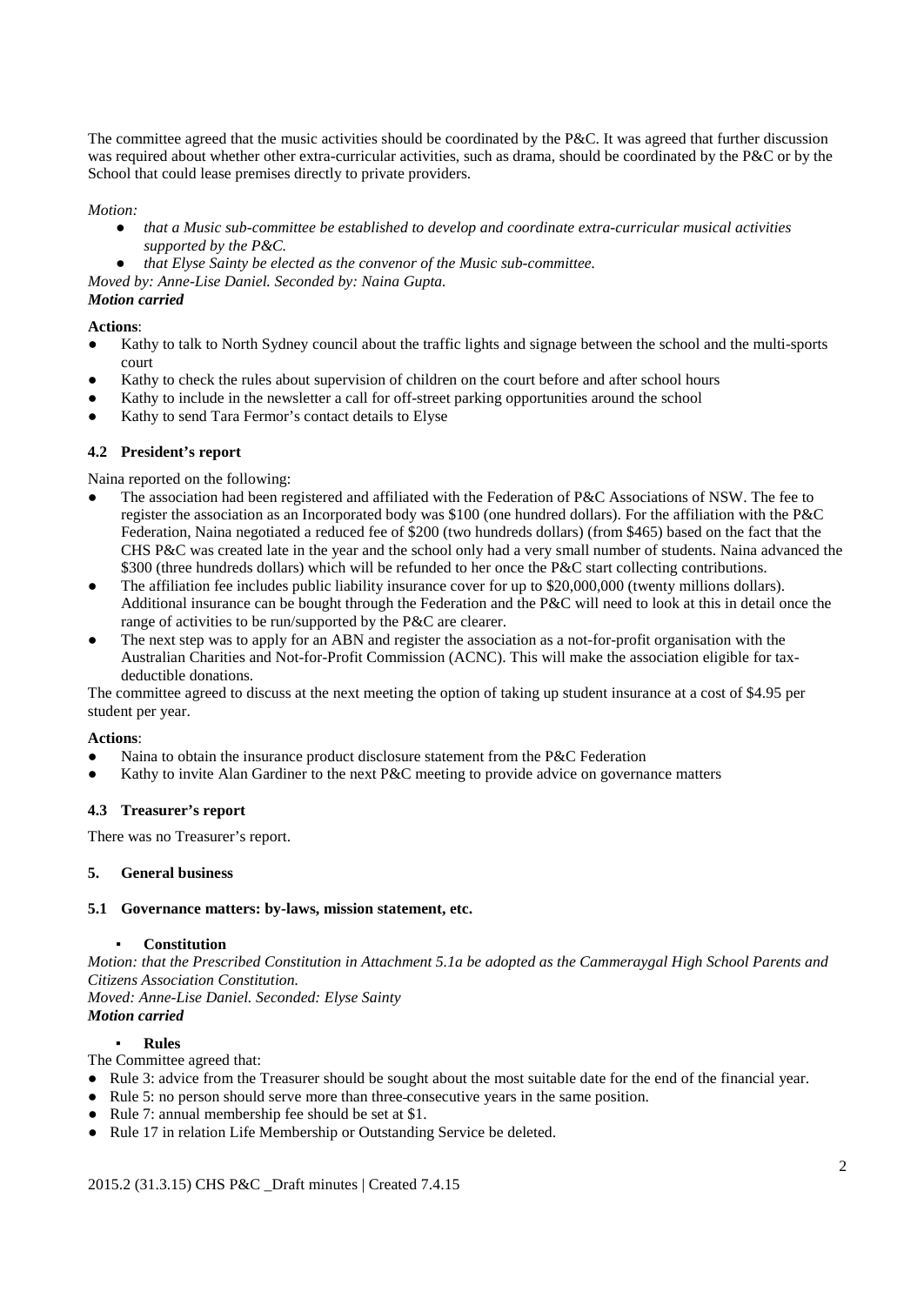The committee agreed that the music activities should be coordinated by the P&C. It was agreed that further discussion was required about whether other extra-curricular activities, such as drama, should be coordinated by the P&C or by the School that could lease premises directly to private providers.

*Motion:*

- *that a Music sub-committee be established to develop and coordinate extra-curricular musical activities supported by the P&C.*
- *that Elyse Sainty be elected as the convenor of the Music sub-committee.*

*Moved by: Anne-Lise Daniel. Seconded by: Naina Gupta.*
***Motion carried***

**Actions**:

- Kathy to talk to North Sydney council about the traffic lights and signage between the school and the multi-sports court
- Kathy to check the rules about supervision of children on the court before and after school hours
- Kathy to include in the newsletter a call for off-street parking opportunities around the school
- Kathy to send Tara Fermor's contact details to Elyse

### 4.2 President's report

Naina reported on the following:

- The association had been registered and affiliated with the Federation of P&C Associations of NSW. The fee to register the association as an Incorporated body was $100 (one hundred dollars). For the affiliation with the P&C Federation, Naina negotiated a reduced fee of $200 (two hundreds dollars) (from $465) based on the fact that the CHS P&C was created late in the year and the school only had a very small number of students. Naina advanced the $300 (three hundreds dollars) which will be refunded to her once the P&C start collecting contributions.
- The affiliation fee includes public liability insurance cover for up to $20,000,000 (twenty millions dollars). Additional insurance can be bought through the Federation and the P&C will need to look at this in detail once the range of activities to be run/supported by the P&C are clearer.
- The next step was to apply for an ABN and register the association as a not-for-profit organisation with the Australian Charities and Not-for-Profit Commission (ACNC). This will make the association eligible for tax-deductible donations.

The committee agreed to discuss at the next meeting the option of taking up student insurance at a cost of $4.95 per student per year.

**Actions**:

- Naina to obtain the insurance product disclosure statement from the P&C Federation
- Kathy to invite Alan Gardiner to the next P&C meeting to provide advice on governance matters

### 4.3 Treasurer's report

There was no Treasurer's report.

## 5. General business

### 5.1 Governance matters: by-laws, mission statement, etc.

- **Constitution**

*Motion: that the Prescribed Constitution in Attachment 5.1a be adopted as the Cammeraygal High School Parents and Citizens Association Constitution.*
*Moved: Anne-Lise Daniel. Seconded: Elyse Sainty*
***Motion carried***

- **Rules**

The Committee agreed that:

- Rule 3: advice from the Treasurer should be sought about the most suitable date for the end of the financial year.
- Rule 5: no person should serve more than three consecutive years in the same position.
- Rule 7: annual membership fee should be set at $1.
- Rule 17 in relation Life Membership or Outstanding Service be deleted.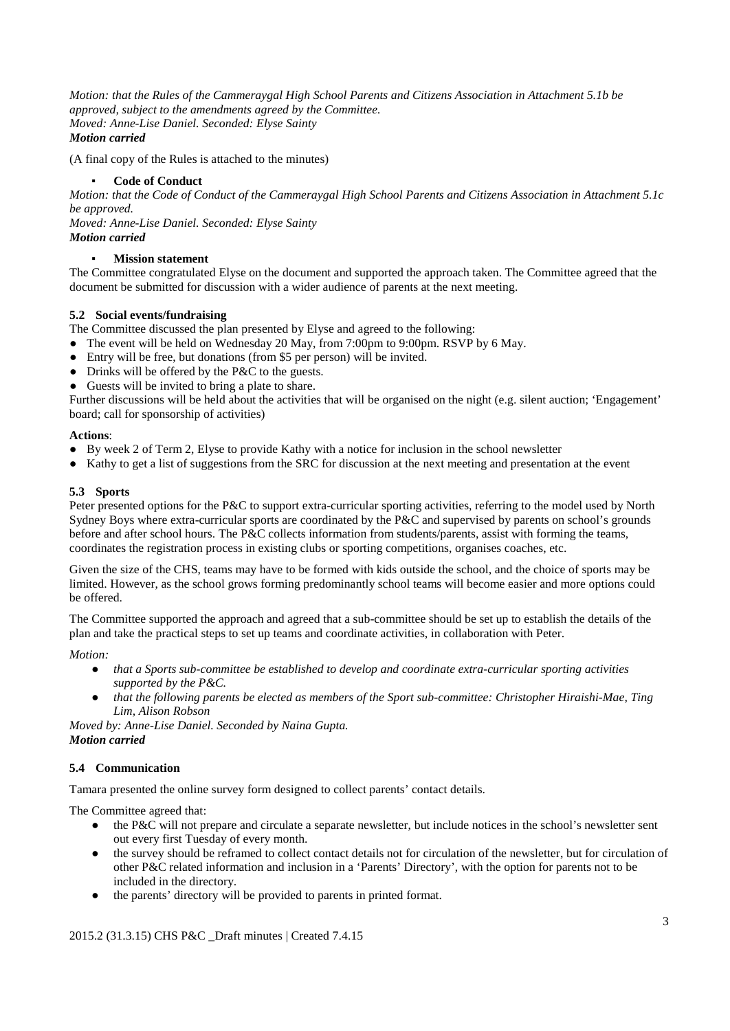*Motion: that the Rules of the Cammeraygal High School Parents and Citizens Association in Attachment 5.1b be approved, subject to the amendments agreed by the Committee.*
*Moved: Anne-Lise Daniel. Seconded: Elyse Sainty*
***Motion carried***

(A final copy of the Rules is attached to the minutes)

- **Code of Conduct**

*Motion: that the Code of Conduct of the Cammeraygal High School Parents and Citizens Association in Attachment 5.1c be approved.*
*Moved: Anne-Lise Daniel. Seconded: Elyse Sainty*
***Motion carried***

- **Mission statement**

The Committee congratulated Elyse on the document and supported the approach taken. The Committee agreed that the document be submitted for discussion with a wider audience of parents at the next meeting.

### 5.2 Social events/fundraising

The Committee discussed the plan presented by Elyse and agreed to the following:

- The event will be held on Wednesday 20 May, from 7:00pm to 9:00pm. RSVP by 6 May.
- Entry will be free, but donations (from $5 per person) will be invited.
- Drinks will be offered by the P&C to the guests.
- Guests will be invited to bring a plate to share.

Further discussions will be held about the activities that will be organised on the night (e.g. silent auction; 'Engagement' board; call for sponsorship of activities)

**Actions**:

- By week 2 of Term 2, Elyse to provide Kathy with a notice for inclusion in the school newsletter
- Kathy to get a list of suggestions from the SRC for discussion at the next meeting and presentation at the event

### 5.3 Sports

Peter presented options for the P&C to support extra-curricular sporting activities, referring to the model used by North Sydney Boys where extra-curricular sports are coordinated by the P&C and supervised by parents on school's grounds before and after school hours. The P&C collects information from students/parents, assist with forming the teams, coordinates the registration process in existing clubs or sporting competitions, organises coaches, etc.

Given the size of the CHS, teams may have to be formed with kids outside the school, and the choice of sports may be limited. However, as the school grows forming predominantly school teams will become easier and more options could be offered.

The Committee supported the approach and agreed that a sub-committee should be set up to establish the details of the plan and take the practical steps to set up teams and coordinate activities, in collaboration with Peter.

*Motion:*

- *that a Sports sub-committee be established to develop and coordinate extra-curricular sporting activities supported by the P&C.*
- *that the following parents be elected as members of the Sport sub-committee: Christopher Hiraishi-Mae, Ting Lim, Alison Robson*

*Moved by: Anne-Lise Daniel. Seconded by Naina Gupta.*
***Motion carried***

### 5.4 Communication

Tamara presented the online survey form designed to collect parents' contact details.

The Committee agreed that:

- the P&C will not prepare and circulate a separate newsletter, but include notices in the school's newsletter sent out every first Tuesday of every month.
- the survey should be reframed to collect contact details not for circulation of the newsletter, but for circulation of other P&C related information and inclusion in a 'Parents' Directory', with the option for parents not to be included in the directory.
- the parents' directory will be provided to parents in printed format.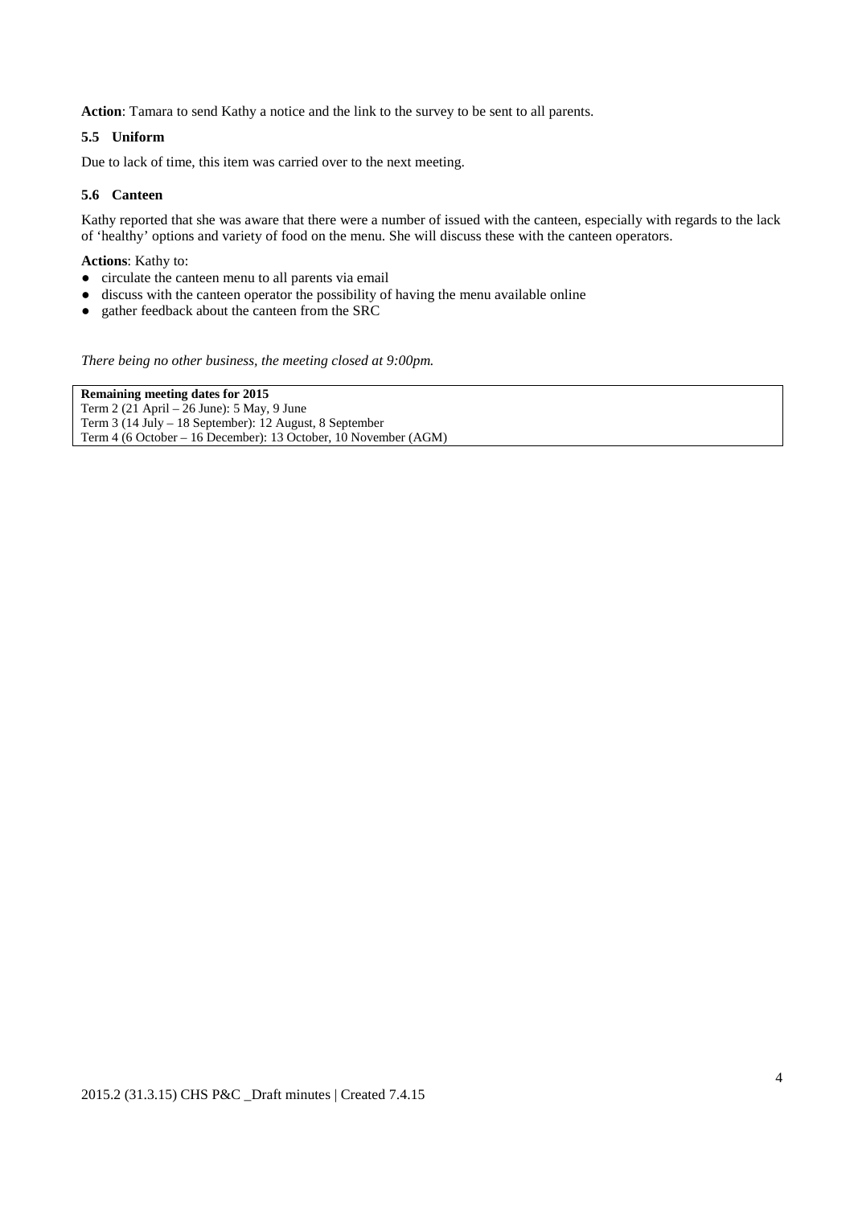**Action**: Tamara to send Kathy a notice and the link to the survey to be sent to all parents.

### 5.5 Uniform

Due to lack of time, this item was carried over to the next meeting.

### 5.6 Canteen

Kathy reported that she was aware that there were a number of issued with the canteen, especially with regards to the lack of 'healthy' options and variety of food on the menu. She will discuss these with the canteen operators.

**Actions**: Kathy to:

- circulate the canteen menu to all parents via email
- discuss with the canteen operator the possibility of having the menu available online
- gather feedback about the canteen from the SRC

*There being no other business, the meeting closed at 9:00pm.*

**Remaining meeting dates for 2015**
Term 2 (21 April – 26 June): 5 May, 9 June
Term 3 (14 July – 18 September): 12 August, 8 September
Term 4 (6 October – 16 December): 13 October, 10 November (AGM)

2015.2 (31.3.15) CHS P&C _Draft minutes | Created 7.4.15